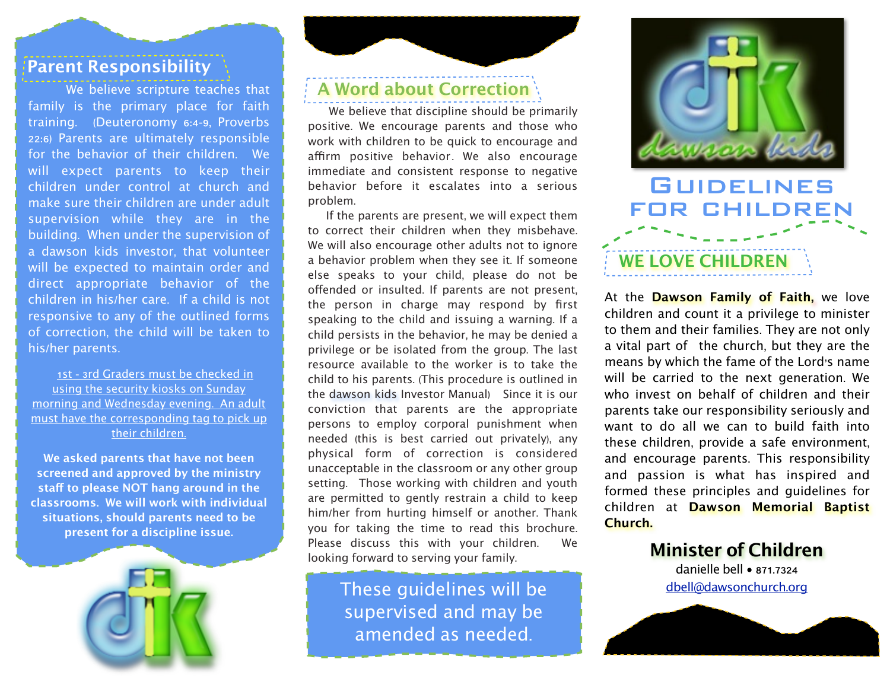## Parent Responsibility

We believe scripture teaches that family is the primary place for faith training. (Deuteronomy 6:4-9, Proverbs 22:6) Parents are ultimately responsible for the behavior of their children. We will expect parents to keep their children under control at church and make sure their children are under adult supervision while they are in the building. When under the supervision of a dawson kids investor, that volunteer will be expected to maintain order and direct appropriate behavior of the children in his/her care. If a child is not responsive to any of the outlined forms of correction, the child will be taken to his/her parents.

1st - 3rd Graders must be checked in using the security kiosks on Sunday morning and Wednesday evening. An adult must have the corresponding tag to pick up their children.

**We asked parents that have not been screened and approved by the ministry staff to please NOT hang around in the classrooms. We will work with individual situations, should parents need to be present for a discipline issue.**

## A Word about Correction

We believe that discipline should be primarily positive. We encourage parents and those who work with children to be quick to encourage and affirm positive behavior. We also encourage immediate and consistent response to negative behavior before it escalates into a serious problem.

If the parents are present, we will expect them to correct their children when they misbehave. We will also encourage other adults not to ignore a behavior problem when they see it. If someone else speaks to your child, please do not be offended or insulted. If parents are not present, the person in charge may respond by first speaking to the child and issuing a warning. If a child persists in the behavior, he may be denied a privilege or be isolated from the group. The last resource available to the worker is to take the child to his parents. (This procedure is outlined in the dawson kids Investor Manual) Since it is our conviction that parents are the appropriate persons to employ corporal punishment when needed (this is best carried out privately), any physical form of correction is considered unacceptable in the classroom or any other group setting. Those working with children and youth are permitted to gently restrain a child to keep him/her from hurting himself or another. Thank you for taking the time to read this brochure. Please discuss this with your children. We looking forward to serving your family.

These guidelines will be supervised and may be amended as needed.

dawson kids

# Guidelines for Children

## WE LOVE CHILDREN

At the **Dawson Family of Faith,** we love children and count it a privilege to minister to them and their families. They are not only a vital part of the church, but they are the means by which the fame of the Lord's name will be carried to the next generation. We who invest on behalf of children and their parents take our responsibility seriously and want to do all we can to build faith into these children, provide a safe environment, and encourage parents. This responsibility and passion is what has inspired and formed these principles and guidelines for children at **Dawson Memorial Baptist Church.**

### Minister of Children

danielle bell • 871.7324

dbell@dawsonchurch.org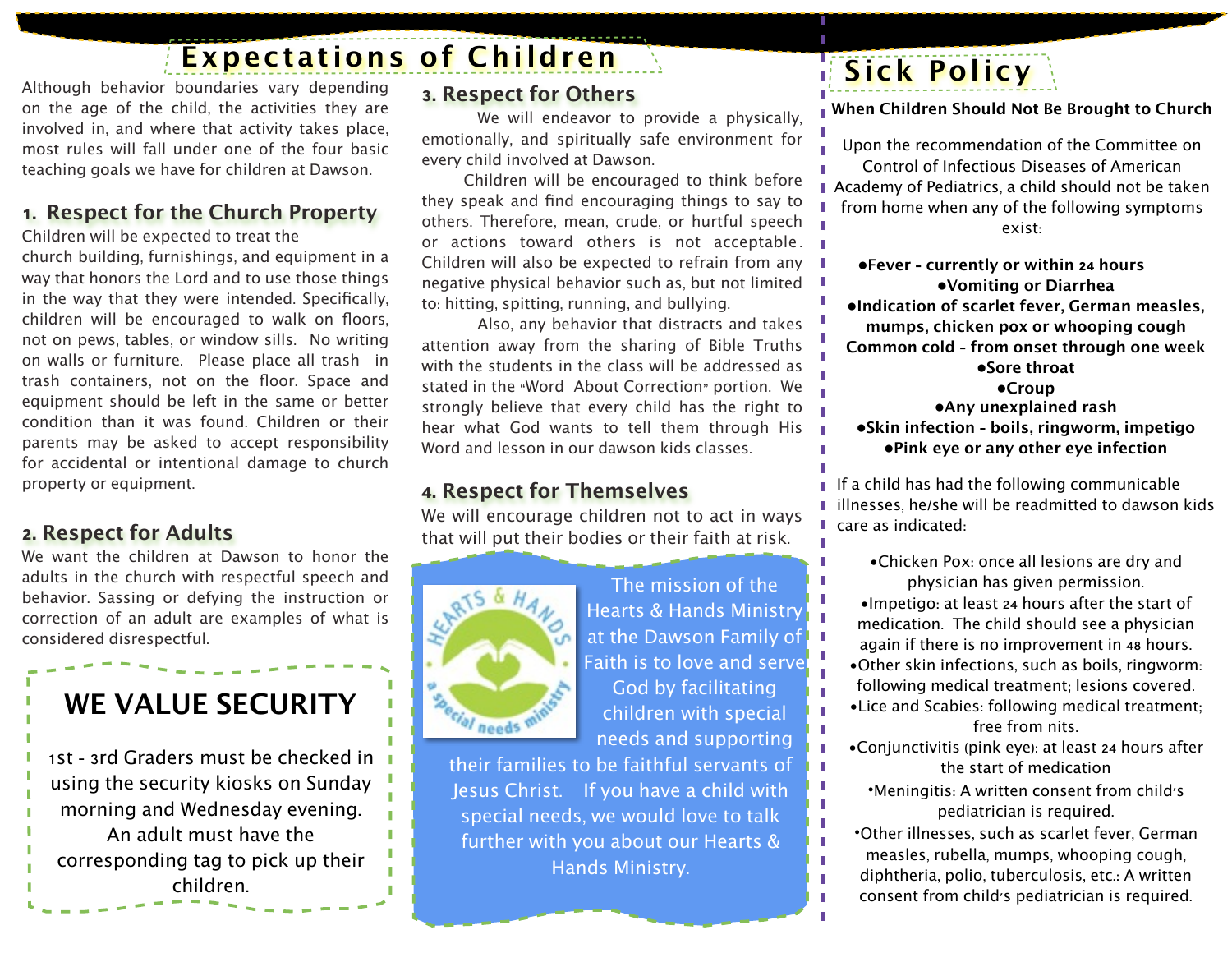# Expectations of Children

Although behavior boundaries vary depending on the age of the child, the activities they are involved in, and where that activity takes place, most rules will fall under one of the four basic teaching goals we have for children at Dawson.

## 1. Respect for the Church Property

Children will be expected to treat the church building, furnishings, and equipment in a way that honors the Lord and to use those things in the way that they were intended. Specifically, children will be encouraged to walk on floors, not on pews, tables, or window sills. No writing on walls or furniture. Please place all trash in trash containers, not on the floor. Space and equipment should be left in the same or better condition than it was found. Children or their parents may be asked to accept responsibility for accidental or intentional damage to church property or equipment.

## 2. Respect for Adults

We want the children at Dawson to honor the adults in the church with respectful speech and behavior. Sassing or defying the instruction or correction of an adult are examples of what is considered disrespectful.

## WE VALUE SECURITY

1st - 3rd Graders must be checked in using the security kiosks on Sunday morning and Wednesday evening. An adult must have the corresponding tag to pick up their children.

## 3. Respect for Others

We will endeavor to provide a physically, emotionally, and spiritually safe environment for every child involved at Dawson.

Children will be encouraged to think before they speak and find encouraging things to say to others. Therefore, mean, crude, or hurtful speech or actions toward others is not acceptable. Children will also be expected to refrain from any negative physical behavior such as, but not limited to: hitting, spitting, running, and bullying.

Also, any behavior that distracts and takes attention away from the sharing of Bible Truths with the students in the class will be addressed as stated in the "Word About Correction" portion. We strongly believe that every child has the right to hear what God wants to tell them through His Word and lesson in our dawson kids classes.

## 4. Respect for Themselves

We will encourage children not to act in ways that will put their bodies or their faith at risk.

The mission of the Hearts & Hands Ministry at the Dawson Family of Faith is to love and serve God by facilitating children with special needs and supporting their families to be faithful servants of Jesus Christ. If you have a child with special needs, we would love to talk further with you about our Hearts & Hands Ministry.

# Sick Policy

**When Children Should Not Be Brought to Church**

Upon the recommendation of the Committee on Control of Infectious Diseases of American Academy of Pediatrics, a child should not be taken from home when any of the following symptoms exist:

- **Fever - currently or within 24 hours**
- **Vomiting or Diarrhea**
- **Indication of scarlet fever, German measles, mumps, chicken pox or whooping cough**
- **Common cold - from onset through one week**
- **Sore throat**
- **Croup**
- **Any unexplained rash**
- **Skin infection - boils, ringworm, impetigo**
- **Pink eye or any other eye infection**

If a child has had the following communicable illnesses, he/she will be readmitted to dawson kids care as indicated:

- Chicken Pox: once all lesions are dry and physician has given permission.
- Impetigo: at least 24 hours after the start of medication. The child should see a physician again if there is no improvement in 48 hours.
- Other skin infections, such as boils, ringworm: following medical treatment; lesions covered.
- Lice and Scabies: following medical treatment; free from nits.
- Conjunctivitis (pink eye): at least 24 hours after the start of medication
- Meningitis: A written consent from child's pediatrician is required.
- Other illnesses, such as scarlet fever, German measles, rubella, mumps, whooping cough, diphtheria, polio, tuberculosis, etc.: A written consent from child's pediatrician is required.